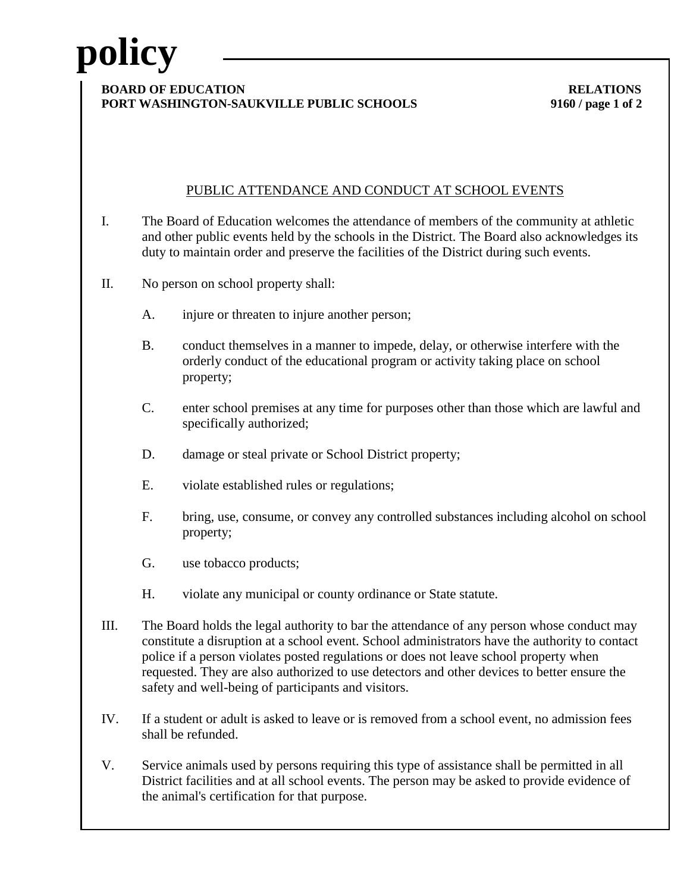# policy

**BOARD OF EDUCATION** **RELATIONS**
**PORT WASHINGTON-SAUKVILLE PUBLIC SCHOOLS** **9160**

## PUBLIC ATTENDANCE AND CONDUCT AT SCHOOL EVENTS

I. The Board of Education welcomes the attendance of members of the community at athletic and other public events held by the schools in the District. The Board also acknowledges its duty to maintain order and preserve the facilities of the District during such events.

II. No person on school property shall:

   A. injure or threaten to injure another person;

   B. conduct themselves in a manner to impede, delay, or otherwise interfere with the orderly conduct of the educational program or activity taking place on school property;

   C. enter school premises at any time for purposes other than those which are lawful and specifically authorized;

   D. damage or steal private or School District property;

   E. violate established rules or regulations;

   F. bring, use, consume, or convey any controlled substances including alcohol on school property;

   G. use tobacco products;

   H. violate any municipal or county ordinance or State statute.

III. The Board holds the legal authority to bar the attendance of any person whose conduct may constitute a disruption at a school event. School administrators have the authority to contact police if a person violates posted regulations or does not leave school property when requested. They are also authorized to use detectors and other devices to better ensure the safety and well-being of participants and visitors.

IV. If a student or adult is asked to leave or is removed from a school event, no admission fees shall be refunded.

V. Service animals used by persons requiring this type of assistance shall be permitted in all District facilities and at all school events. The person may be asked to provide evidence of the animal's certification for that purpose.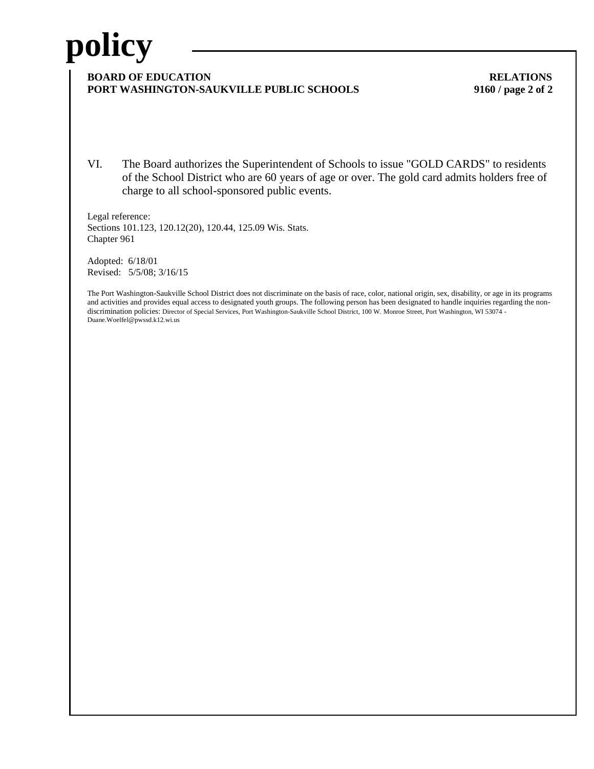VI. The Board authorizes the Superintendent of Schools to issue "GOLD CARDS" to residents of the School District who are 60 years of age or over. The gold card admits holders free of charge to all school-sponsored public events.

Legal reference:
Sections 101.123, 120.12(20), 120.44, 125.09 Wis. Stats.
Chapter 961

Adopted: 6/18/01
Revised: 5/5/08; 3/16/15

The Port Washington-Saukville School District does not discriminate on the basis of race, color, national origin, sex, disability, or age in its programs and activities and provides equal access to designated youth groups. The following person has been designated to handle inquiries regarding the non-discrimination policies: Director of Special Services, Port Washington-Saukville School District, 100 W. Monroe Street, Port Washington, WI 53074 - Duane.Woelfel@pwssd.k12.wi.us